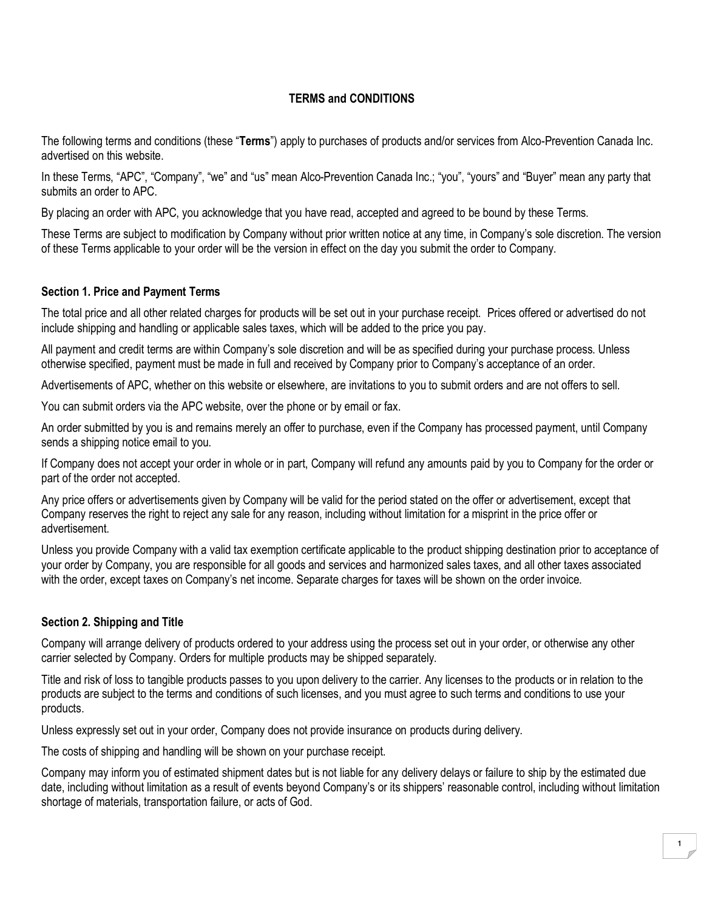# TERMS and CONDITIONS

The following terms and conditions (these "**Terms**") apply to purchases of products and/or services from Alco-Prevention Canada Inc. advertised on this website.

In these Terms, "APC", "Company", "we" and "us" mean Alco-Prevention Canada Inc.; "you", "yours" and "Buyer" mean any party that submits an order to APC.

By placing an order with APC, you acknowledge that you have read, accepted and agreed to be bound by these Terms.

These Terms are subject to modification by Company without prior written notice at any time, in Company's sole discretion. The version of these Terms applicable to your order will be the version in effect on the day you submit the order to Company.

## Section 1. Price and Payment Terms

The total price and all other related charges for products will be set out in your purchase receipt. Prices offered or advertised do not include shipping and handling or applicable sales taxes, which will be added to the price you pay.

All payment and credit terms are within Company's sole discretion and will be as specified during your purchase process. Unless otherwise specified, payment must be made in full and received by Company prior to Company's acceptance of an order.

Advertisements of APC, whether on this website or elsewhere, are invitations to you to submit orders and are not offers to sell.

You can submit orders via the APC website, over the phone or by email or fax.

An order submitted by you is and remains merely an offer to purchase, even if the Company has processed payment, until Company sends a shipping notice email to you.

If Company does not accept your order in whole or in part, Company will refund any amounts paid by you to Company for the order or part of the order not accepted.

Any price offers or advertisements given by Company will be valid for the period stated on the offer or advertisement, except that Company reserves the right to reject any sale for any reason, including without limitation for a misprint in the price offer or advertisement.

Unless you provide Company with a valid tax exemption certificate applicable to the product shipping destination prior to acceptance of your order by Company, you are responsible for all goods and services and harmonized sales taxes, and all other taxes associated with the order, except taxes on Company's net income. Separate charges for taxes will be shown on the order invoice.

## Section 2. Shipping and Title

Company will arrange delivery of products ordered to your address using the process set out in your order, or otherwise any other carrier selected by Company. Orders for multiple products may be shipped separately.

Title and risk of loss to tangible products passes to you upon delivery to the carrier. Any licenses to the products or in relation to the products are subject to the terms and conditions of such licenses, and you must agree to such terms and conditions to use your products.

Unless expressly set out in your order, Company does not provide insurance on products during delivery.

The costs of shipping and handling will be shown on your purchase receipt.

Company may inform you of estimated shipment dates but is not liable for any delivery delays or failure to ship by the estimated due date, including without limitation as a result of events beyond Company's or its shippers' reasonable control, including without limitation shortage of materials, transportation failure, or acts of God.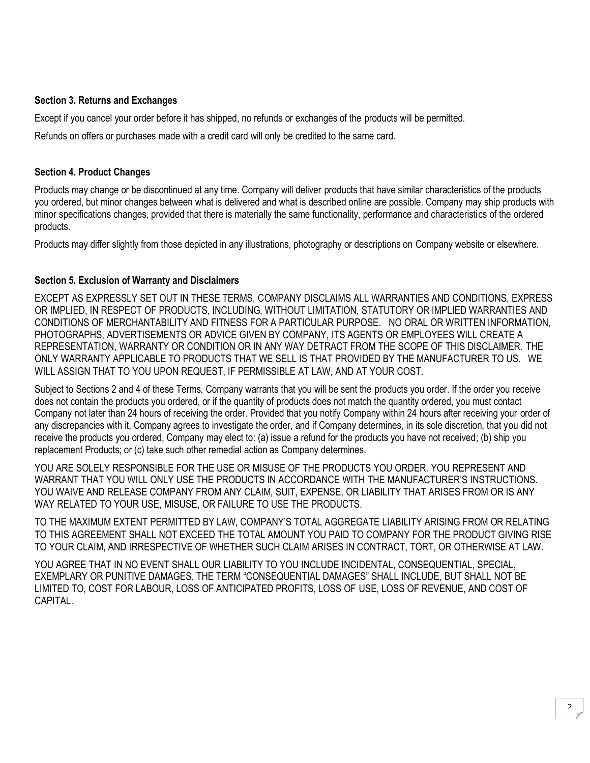### Section 3. Returns and Exchanges

Except if you cancel your order before it has shipped, no refunds or exchanges of the products will be permitted.

Refunds on offers or purchases made with a credit card will only be credited to the same card.

### Section 4. Product Changes

Products may change or be discontinued at any time. Company will deliver products that have similar characteristics of the products you ordered, but minor changes between what is delivered and what is described online are possible. Company may ship products with minor specifications changes, provided that there is materially the same functionality, performance and characteristics of the ordered products.

Products may differ slightly from those depicted in any illustrations, photography or descriptions on Company website or elsewhere.

### Section 5. Exclusion of Warranty and Disclaimers

EXCEPT AS EXPRESSLY SET OUT IN THESE TERMS, COMPANY DISCLAIMS ALL WARRANTIES AND CONDITIONS, EXPRESS OR IMPLIED, IN RESPECT OF PRODUCTS, INCLUDING, WITHOUT LIMITATION, STATUTORY OR IMPLIED WARRANTIES AND CONDITIONS OF MERCHANTABILITY AND FITNESS FOR A PARTICULAR PURPOSE. NO ORAL OR WRITTEN INFORMATION, PHOTOGRAPHS, ADVERTISEMENTS OR ADVICE GIVEN BY COMPANY, ITS AGENTS OR EMPLOYEES WILL CREATE A REPRESENTATION, WARRANTY OR CONDITION OR IN ANY WAY DETRACT FROM THE SCOPE OF THIS DISCLAIMER. THE ONLY WARRANTY APPLICABLE TO PRODUCTS THAT WE SELL IS THAT PROVIDED BY THE MANUFACTURER TO US. WE WILL ASSIGN THAT TO YOU UPON REQUEST, IF PERMISSIBLE AT LAW, AND AT YOUR COST.

Subject to Sections 2 and 4 of these Terms, Company warrants that you will be sent the products you order. If the order you receive does not contain the products you ordered, or if the quantity of products does not match the quantity ordered, you must contact Company not later than 24 hours of receiving the order. Provided that you notify Company within 24 hours after receiving your order of any discrepancies with it, Company agrees to investigate the order, and if Company determines, in its sole discretion, that you did not receive the products you ordered, Company may elect to: (a) issue a refund for the products you have not received; (b) ship you replacement Products; or (c) take such other remedial action as Company determines.

YOU ARE SOLELY RESPONSIBLE FOR THE USE OR MISUSE OF THE PRODUCTS YOU ORDER. YOU REPRESENT AND WARRANT THAT YOU WILL ONLY USE THE PRODUCTS IN ACCORDANCE WITH THE MANUFACTURER'S INSTRUCTIONS. YOU WAIVE AND RELEASE COMPANY FROM ANY CLAIM, SUIT, EXPENSE, OR LIABILITY THAT ARISES FROM OR IS ANY WAY RELATED TO YOUR USE, MISUSE, OR FAILURE TO USE THE PRODUCTS.

TO THE MAXIMUM EXTENT PERMITTED BY LAW, COMPANY'S TOTAL AGGREGATE LIABILITY ARISING FROM OR RELATING TO THIS AGREEMENT SHALL NOT EXCEED THE TOTAL AMOUNT YOU PAID TO COMPANY FOR THE PRODUCT GIVING RISE TO YOUR CLAIM, AND IRRESPECTIVE OF WHETHER SUCH CLAIM ARISES IN CONTRACT, TORT, OR OTHERWISE AT LAW.

YOU AGREE THAT IN NO EVENT SHALL OUR LIABILITY TO YOU INCLUDE INCIDENTAL, CONSEQUENTIAL, SPECIAL, EXEMPLARY OR PUNITIVE DAMAGES. THE TERM "CONSEQUENTIAL DAMAGES" SHALL INCLUDE, BUT SHALL NOT BE LIMITED TO, COST FOR LABOUR, LOSS OF ANTICIPATED PROFITS, LOSS OF USE, LOSS OF REVENUE, AND COST OF CAPITAL.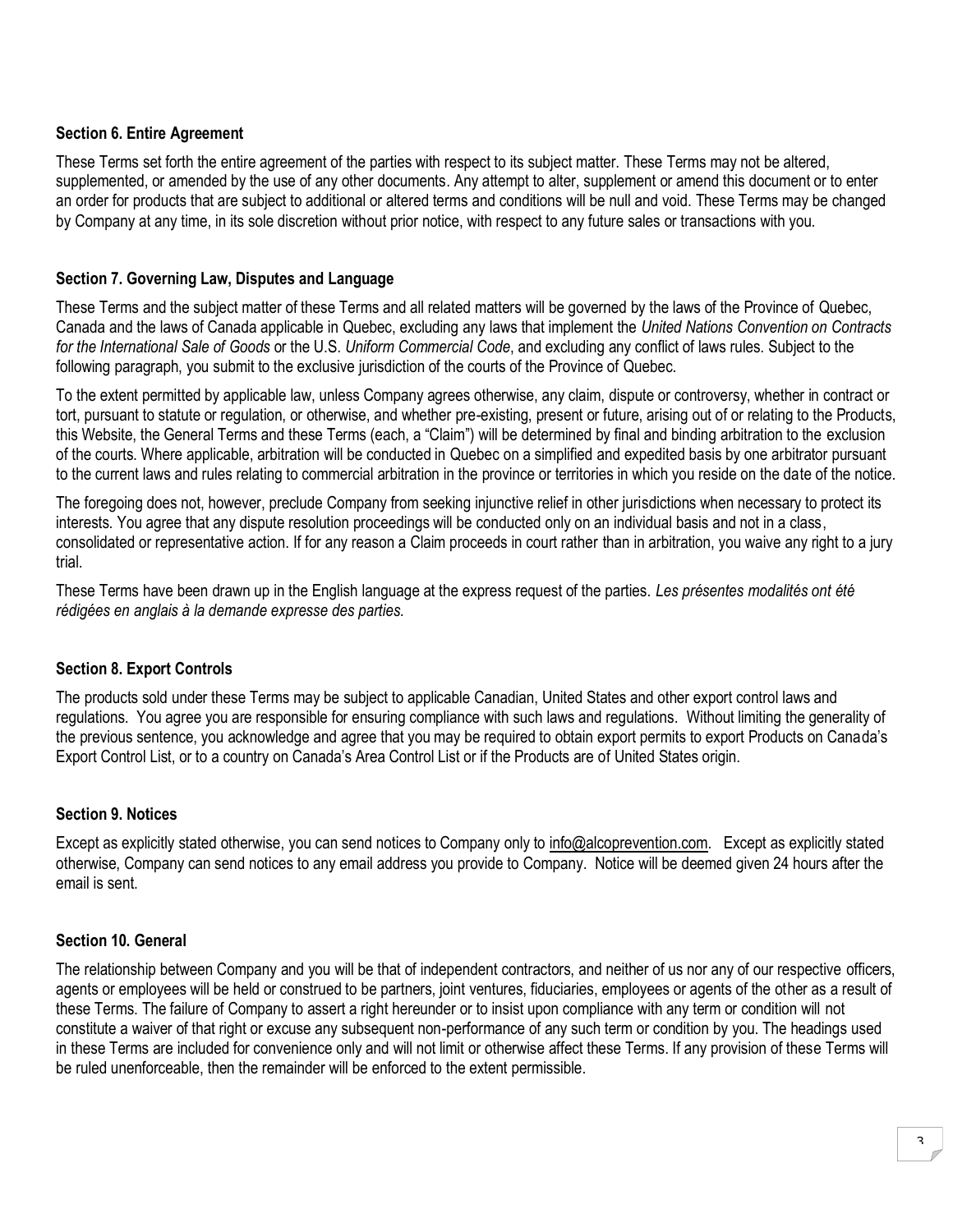**Section 6. Entire Agreement**

These Terms set forth the entire agreement of the parties with respect to its subject matter. These Terms may not be altered, supplemented, or amended by the use of any other documents. Any attempt to alter, supplement or amend this document or to enter an order for products that are subject to additional or altered terms and conditions will be null and void. These Terms may be changed by Company at any time, in its sole discretion without prior notice, with respect to any future sales or transactions with you.

**Section 7. Governing Law, Disputes and Language**

These Terms and the subject matter of these Terms and all related matters will be governed by the laws of the Province of Quebec, Canada and the laws of Canada applicable in Quebec, excluding any laws that implement the *United Nations Convention on Contracts for the International Sale of Goods* or the U.S. *Uniform Commercial Code*, and excluding any conflict of laws rules. Subject to the following paragraph, you submit to the exclusive jurisdiction of the courts of the Province of Quebec.

To the extent permitted by applicable law, unless Company agrees otherwise, any claim, dispute or controversy, whether in contract or tort, pursuant to statute or regulation, or otherwise, and whether pre-existing, present or future, arising out of or relating to the Products, this Website, the General Terms and these Terms (each, a "Claim") will be determined by final and binding arbitration to the exclusion of the courts. Where applicable, arbitration will be conducted in Quebec on a simplified and expedited basis by one arbitrator pursuant to the current laws and rules relating to commercial arbitration in the province or territories in which you reside on the date of the notice.

The foregoing does not, however, preclude Company from seeking injunctive relief in other jurisdictions when necessary to protect its interests. You agree that any dispute resolution proceedings will be conducted only on an individual basis and not in a class, consolidated or representative action. If for any reason a Claim proceeds in court rather than in arbitration, you waive any right to a jury trial.

These Terms have been drawn up in the English language at the express request of the parties. *Les présentes modalités ont été rédigées en anglais à la demande expresse des parties.*

**Section 8. Export Controls**

The products sold under these Terms may be subject to applicable Canadian, United States and other export control laws and regulations. You agree you are responsible for ensuring compliance with such laws and regulations. Without limiting the generality of the previous sentence, you acknowledge and agree that you may be required to obtain export permits to export Products on Canada's Export Control List, or to a country on Canada's Area Control List or if the Products are of United States origin.

**Section 9. Notices**

Except as explicitly stated otherwise, you can send notices to Company only to info@alcoprevention.com. Except as explicitly stated otherwise, Company can send notices to any email address you provide to Company. Notice will be deemed given 24 hours after the email is sent.

**Section 10. General**

The relationship between Company and you will be that of independent contractors, and neither of us nor any of our respective officers, agents or employees will be held or construed to be partners, joint ventures, fiduciaries, employees or agents of the other as a result of these Terms. The failure of Company to assert a right hereunder or to insist upon compliance with any term or condition will not constitute a waiver of that right or excuse any subsequent non-performance of any such term or condition by you. The headings used in these Terms are included for convenience only and will not limit or otherwise affect these Terms. If any provision of these Terms will be ruled unenforceable, then the remainder will be enforced to the extent permissible.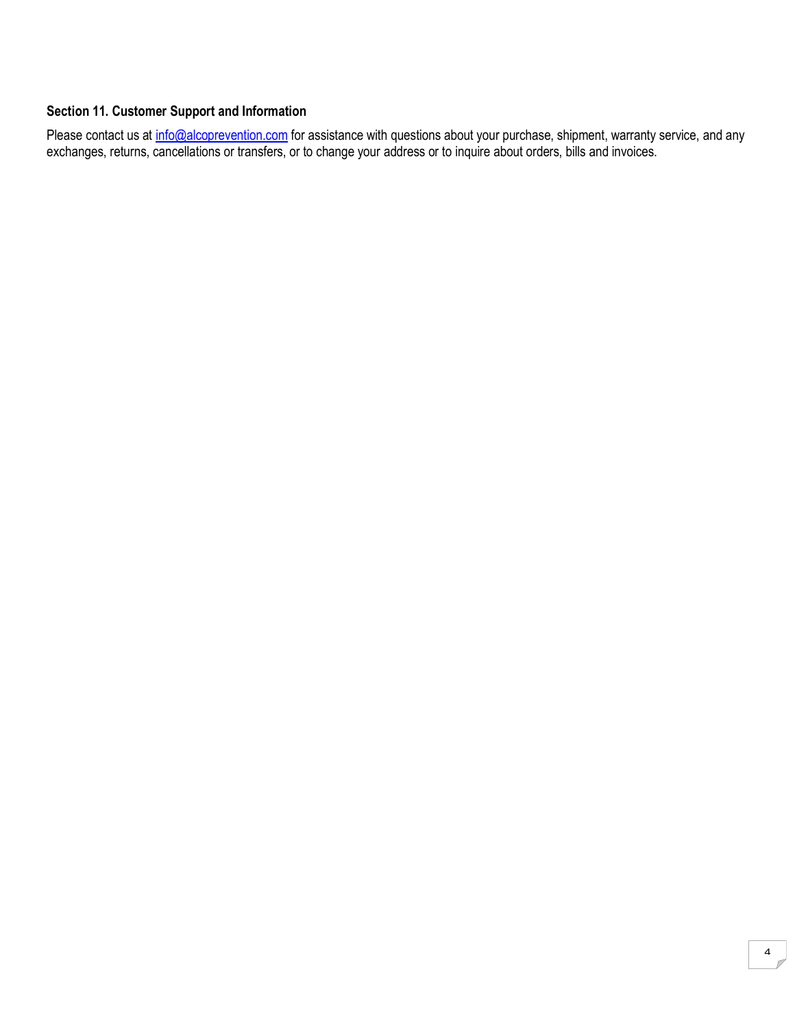**Section 11. Customer Support and Information**

Please contact us at info@alcoprevention.com for assistance with questions about your purchase, shipment, warranty service, and any exchanges, returns, cancellations or transfers, or to change your address or to inquire about orders, bills and invoices.